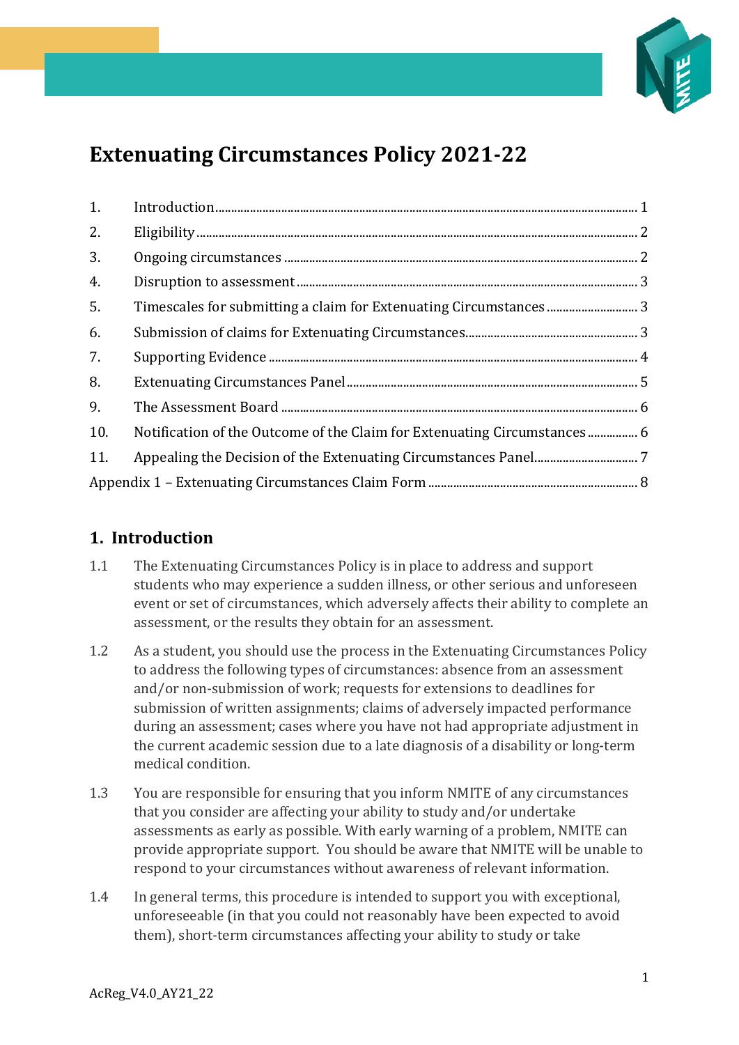# Extenuating Circumstances Policy 2021-22

| | | |
|---|---|---|
| 1. | Introduction | 1 |
| 2. | Eligibility | 2 |
| 3. | Ongoing circumstances | 2 |
| 4. | Disruption to assessment | 3 |
| 5. | Timescales for submitting a claim for Extenuating Circumstances | 3 |
| 6. | Submission of claims for Extenuating Circumstances | 3 |
| 7. | Supporting Evidence | 4 |
| 8. | Extenuating Circumstances Panel | 5 |
| 9. | The Assessment Board | 6 |
| 10. | Notification of the Outcome of the Claim for Extenuating Circumstances | 6 |
| 11. | Appealing the Decision of the Extenuating Circumstances Panel | 7 |
| Appendix 1 – Extenuating Circumstances Claim Form | | 8 |

## 1. Introduction

1.1 The Extenuating Circumstances Policy is in place to address and support students who may experience a sudden illness, or other serious and unforeseen event or set of circumstances, which adversely affects their ability to complete an assessment, or the results they obtain for an assessment.

1.2 As a student, you should use the process in the Extenuating Circumstances Policy to address the following types of circumstances: absence from an assessment and/or non-submission of work; requests for extensions to deadlines for submission of written assignments; claims of adversely impacted performance during an assessment; cases where you have not had appropriate adjustment in the current academic session due to a late diagnosis of a disability or long-term medical condition.

1.3 You are responsible for ensuring that you inform NMITE of any circumstances that you consider are affecting your ability to study and/or undertake assessments as early as possible. With early warning of a problem, NMITE can provide appropriate support. You should be aware that NMITE will be unable to respond to your circumstances without awareness of relevant information.

1.4 In general terms, this procedure is intended to support you with exceptional, unforeseeable (in that you could not reasonably have been expected to avoid them), short-term circumstances affecting your ability to study or take

AcReg_V4.0_AY21_22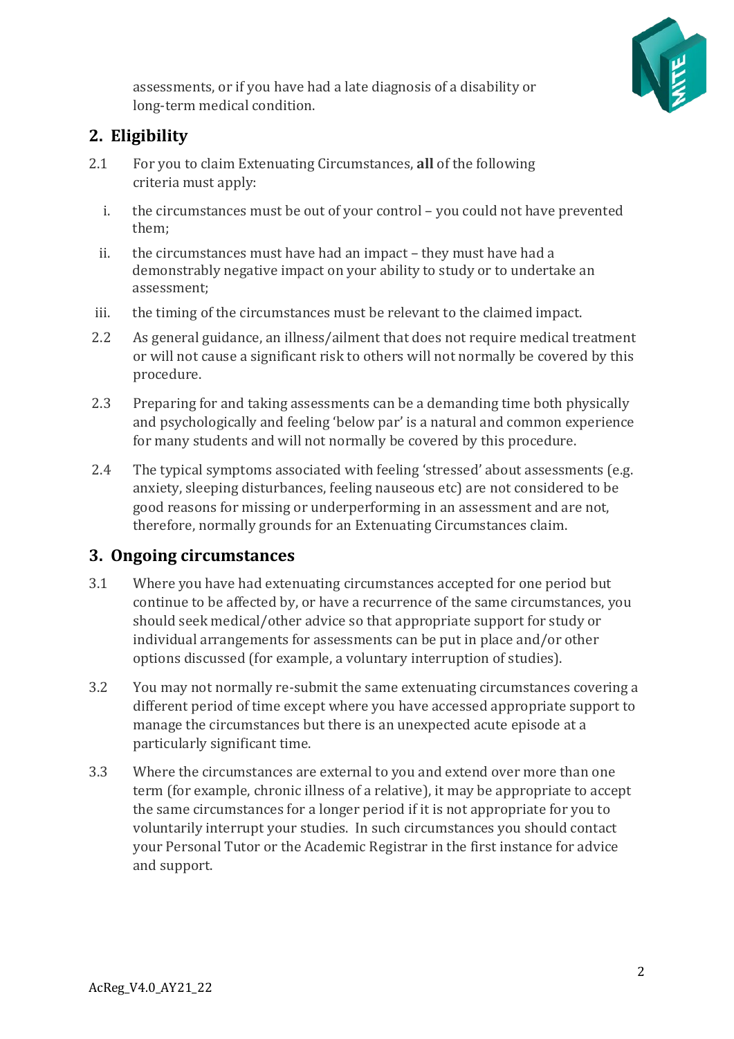assessments, or if you have had a late diagnosis of a disability or long-term medical condition.

## 2. Eligibility

2.1 For you to claim Extenuating Circumstances, **all** of the following criteria must apply:

i. the circumstances must be out of your control – you could not have prevented them;

ii. the circumstances must have had an impact – they must have had a demonstrably negative impact on your ability to study or to undertake an assessment;

iii. the timing of the circumstances must be relevant to the claimed impact.

2.2 As general guidance, an illness/ailment that does not require medical treatment or will not cause a significant risk to others will not normally be covered by this procedure.

2.3 Preparing for and taking assessments can be a demanding time both physically and psychologically and feeling 'below par' is a natural and common experience for many students and will not normally be covered by this procedure.

2.4 The typical symptoms associated with feeling 'stressed' about assessments (e.g. anxiety, sleeping disturbances, feeling nauseous etc) are not considered to be good reasons for missing or underperforming in an assessment and are not, therefore, normally grounds for an Extenuating Circumstances claim.

## 3. Ongoing circumstances

3.1 Where you have had extenuating circumstances accepted for one period but continue to be affected by, or have a recurrence of the same circumstances, you should seek medical/other advice so that appropriate support for study or individual arrangements for assessments can be put in place and/or other options discussed (for example, a voluntary interruption of studies).

3.2 You may not normally re-submit the same extenuating circumstances covering a different period of time except where you have accessed appropriate support to manage the circumstances but there is an unexpected acute episode at a particularly significant time.

3.3 Where the circumstances are external to you and extend over more than one term (for example, chronic illness of a relative), it may be appropriate to accept the same circumstances for a longer period if it is not appropriate for you to voluntarily interrupt your studies. In such circumstances you should contact your Personal Tutor or the Academic Registrar in the first instance for advice and support.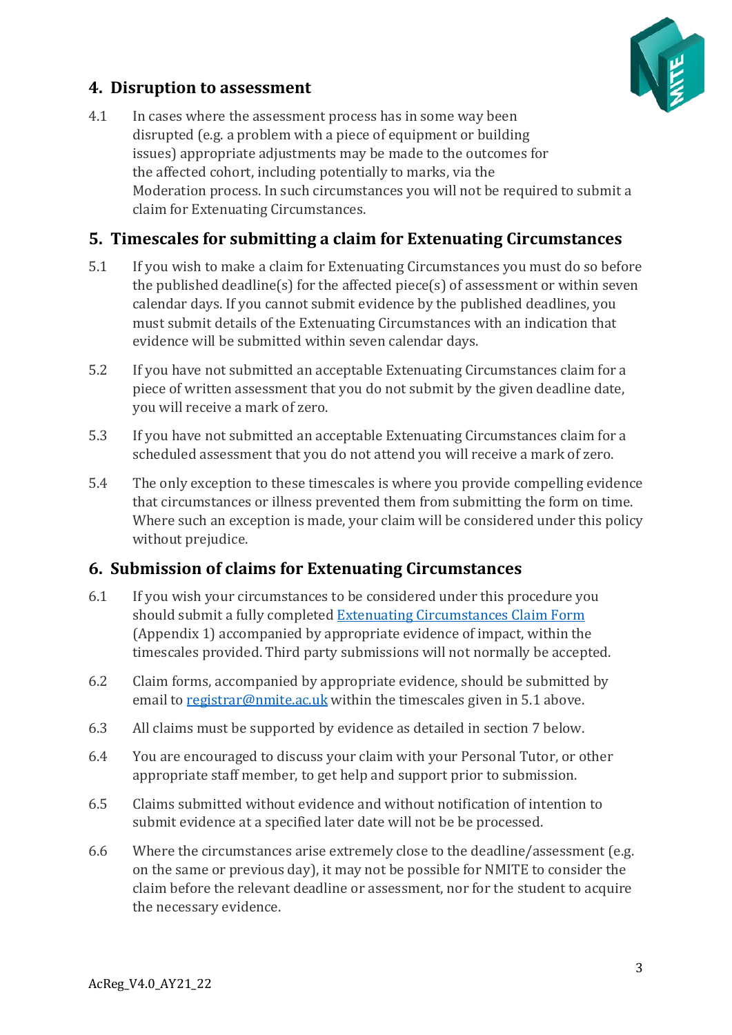## 4. Disruption to assessment

4.1 In cases where the assessment process has in some way been disrupted (e.g. a problem with a piece of equipment or building issues) appropriate adjustments may be made to the outcomes for the affected cohort, including potentially to marks, via the Moderation process. In such circumstances you will not be required to submit a claim for Extenuating Circumstances.

## 5. Timescales for submitting a claim for Extenuating Circumstances

5.1 If you wish to make a claim for Extenuating Circumstances you must do so before the published deadline(s) for the affected piece(s) of assessment or within seven calendar days. If you cannot submit evidence by the published deadlines, you must submit details of the Extenuating Circumstances with an indication that evidence will be submitted within seven calendar days.

5.2 If you have not submitted an acceptable Extenuating Circumstances claim for a piece of written assessment that you do not submit by the given deadline date, you will receive a mark of zero.

5.3 If you have not submitted an acceptable Extenuating Circumstances claim for a scheduled assessment that you do not attend you will receive a mark of zero.

5.4 The only exception to these timescales is where you provide compelling evidence that circumstances or illness prevented them from submitting the form on time. Where such an exception is made, your claim will be considered under this policy without prejudice.

## 6. Submission of claims for Extenuating Circumstances

6.1 If you wish your circumstances to be considered under this procedure you should submit a fully completed [Extenuating Circumstances Claim Form](#) (Appendix 1) accompanied by appropriate evidence of impact, within the timescales provided. Third party submissions will not normally be accepted.

6.2 Claim forms, accompanied by appropriate evidence, should be submitted by email to [registrar@nmite.ac.uk](mailto:registrar@nmite.ac.uk) within the timescales given in 5.1 above.

6.3 All claims must be supported by evidence as detailed in section 7 below.

6.4 You are encouraged to discuss your claim with your Personal Tutor, or other appropriate staff member, to get help and support prior to submission.

6.5 Claims submitted without evidence and without notification of intention to submit evidence at a specified later date will not be be processed.

6.6 Where the circumstances arise extremely close to the deadline/assessment (e.g. on the same or previous day), it may not be possible for NMITE to consider the claim before the relevant deadline or assessment, nor for the student to acquire the necessary evidence.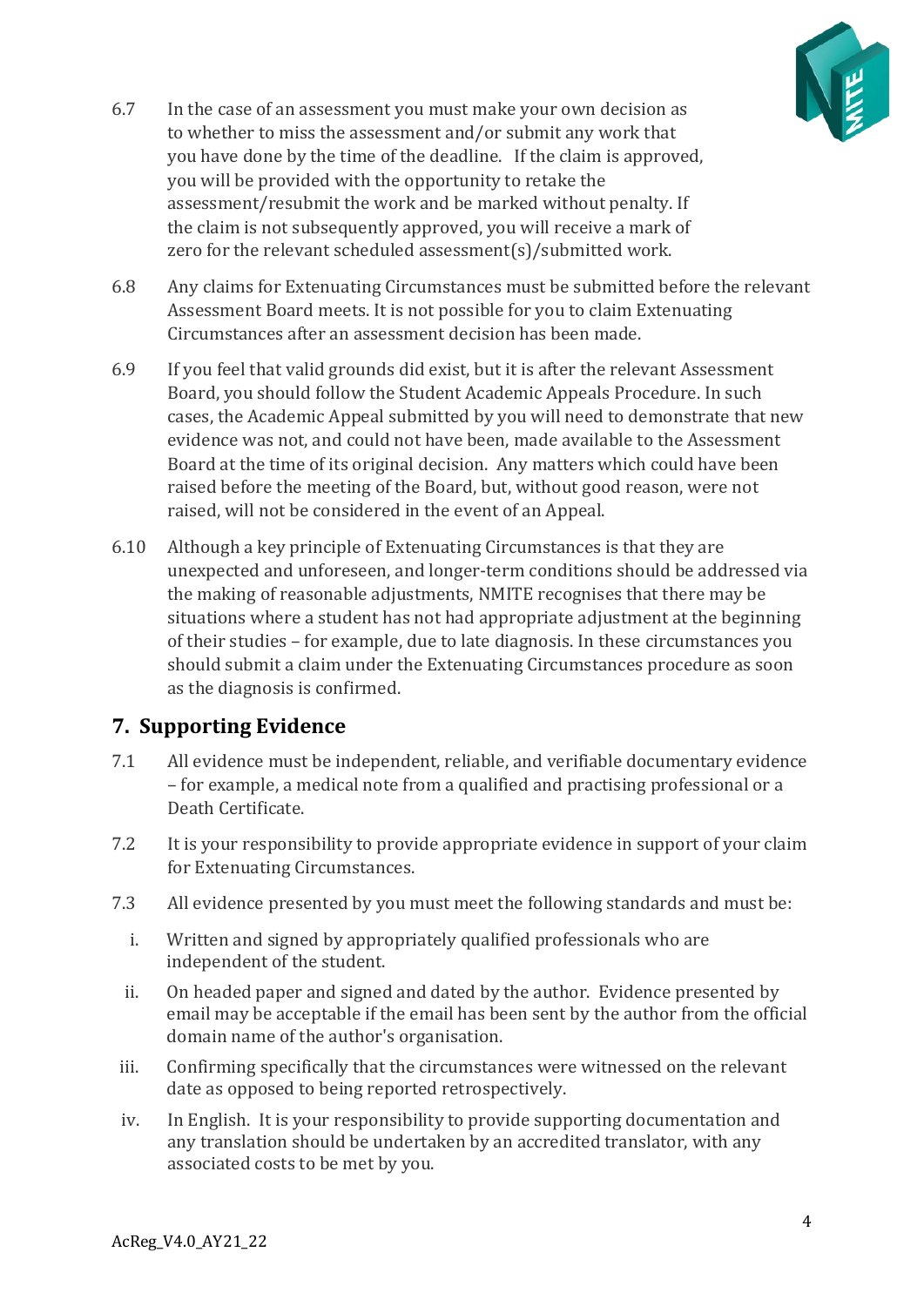6.7 In the case of an assessment you must make your own decision as to whether to miss the assessment and/or submit any work that you have done by the time of the deadline. If the claim is approved, you will be provided with the opportunity to retake the assessment/resubmit the work and be marked without penalty. If the claim is not subsequently approved, you will receive a mark of zero for the relevant scheduled assessment(s)/submitted work.

6.8 Any claims for Extenuating Circumstances must be submitted before the relevant Assessment Board meets. It is not possible for you to claim Extenuating Circumstances after an assessment decision has been made.

6.9 If you feel that valid grounds did exist, but it is after the relevant Assessment Board, you should follow the Student Academic Appeals Procedure. In such cases, the Academic Appeal submitted by you will need to demonstrate that new evidence was not, and could not have been, made available to the Assessment Board at the time of its original decision. Any matters which could have been raised before the meeting of the Board, but, without good reason, were not raised, will not be considered in the event of an Appeal.

6.10 Although a key principle of Extenuating Circumstances is that they are unexpected and unforeseen, and longer-term conditions should be addressed via the making of reasonable adjustments, NMITE recognises that there may be situations where a student has not had appropriate adjustment at the beginning of their studies – for example, due to late diagnosis. In these circumstances you should submit a claim under the Extenuating Circumstances procedure as soon as the diagnosis is confirmed.

## 7. Supporting Evidence

7.1 All evidence must be independent, reliable, and verifiable documentary evidence – for example, a medical note from a qualified and practising professional or a Death Certificate.

7.2 It is your responsibility to provide appropriate evidence in support of your claim for Extenuating Circumstances.

7.3 All evidence presented by you must meet the following standards and must be:

i. Written and signed by appropriately qualified professionals who are independent of the student.

ii. On headed paper and signed and dated by the author. Evidence presented by email may be acceptable if the email has been sent by the author from the official domain name of the author's organisation.

iii. Confirming specifically that the circumstances were witnessed on the relevant date as opposed to being reported retrospectively.

iv. In English. It is your responsibility to provide supporting documentation and any translation should be undertaken by an accredited translator, with any associated costs to be met by you.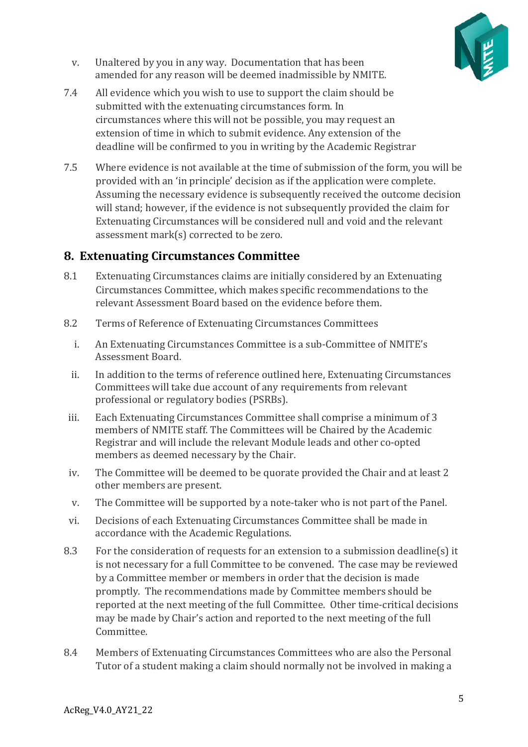v. Unaltered by you in any way. Documentation that has been amended for any reason will be deemed inadmissible by NMITE.

7.4 All evidence which you wish to use to support the claim should be submitted with the extenuating circumstances form. In circumstances where this will not be possible, you may request an extension of time in which to submit evidence. Any extension of the deadline will be confirmed to you in writing by the Academic Registrar

7.5 Where evidence is not available at the time of submission of the form, you will be provided with an 'in principle' decision as if the application were complete. Assuming the necessary evidence is subsequently received the outcome decision will stand; however, if the evidence is not subsequently provided the claim for Extenuating Circumstances will be considered null and void and the relevant assessment mark(s) corrected to be zero.

## 8. Extenuating Circumstances Committee

8.1 Extenuating Circumstances claims are initially considered by an Extenuating Circumstances Committee, which makes specific recommendations to the relevant Assessment Board based on the evidence before them.

8.2 Terms of Reference of Extenuating Circumstances Committees

i. An Extenuating Circumstances Committee is a sub-Committee of NMITE's Assessment Board.

ii. In addition to the terms of reference outlined here, Extenuating Circumstances Committees will take due account of any requirements from relevant professional or regulatory bodies (PSRBs).

iii. Each Extenuating Circumstances Committee shall comprise a minimum of 3 members of NMITE staff. The Committees will be Chaired by the Academic Registrar and will include the relevant Module leads and other co-opted members as deemed necessary by the Chair.

iv. The Committee will be deemed to be quorate provided the Chair and at least 2 other members are present.

v. The Committee will be supported by a note-taker who is not part of the Panel.

vi. Decisions of each Extenuating Circumstances Committee shall be made in accordance with the Academic Regulations.

8.3 For the consideration of requests for an extension to a submission deadline(s) it is not necessary for a full Committee to be convened. The case may be reviewed by a Committee member or members in order that the decision is made promptly. The recommendations made by Committee members should be reported at the next meeting of the full Committee. Other time-critical decisions may be made by Chair's action and reported to the next meeting of the full Committee.

8.4 Members of Extenuating Circumstances Committees who are also the Personal Tutor of a student making a claim should normally not be involved in making a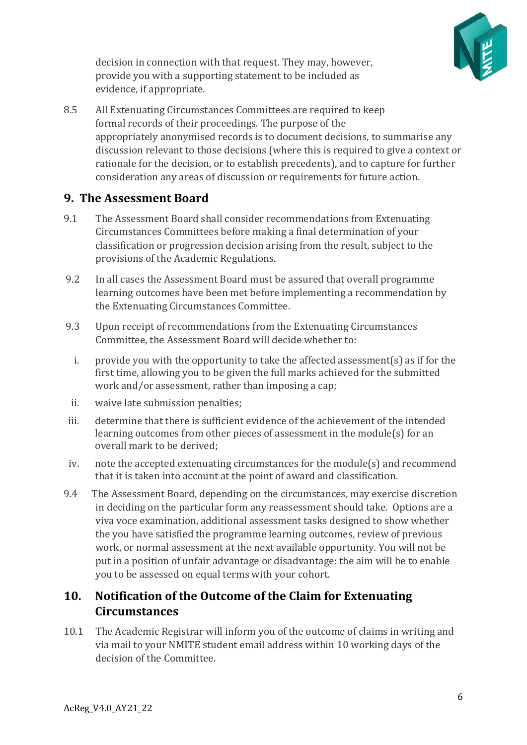decision in connection with that request. They may, however, provide you with a supporting statement to be included as evidence, if appropriate.

8.5 All Extenuating Circumstances Committees are required to keep formal records of their proceedings. The purpose of the appropriately anonymised records is to document decisions, to summarise any discussion relevant to those decisions (where this is required to give a context or rationale for the decision, or to establish precedents), and to capture for further consideration any areas of discussion or requirements for future action.

## 9. The Assessment Board

9.1 The Assessment Board shall consider recommendations from Extenuating Circumstances Committees before making a final determination of your classification or progression decision arising from the result, subject to the provisions of the Academic Regulations.

9.2 In all cases the Assessment Board must be assured that overall programme learning outcomes have been met before implementing a recommendation by the Extenuating Circumstances Committee.

9.3 Upon receipt of recommendations from the Extenuating Circumstances Committee, the Assessment Board will decide whether to:

i. provide you with the opportunity to take the affected assessment(s) as if for the first time, allowing you to be given the full marks achieved for the submitted work and/or assessment, rather than imposing a cap;

ii. waive late submission penalties;

iii. determine that there is sufficient evidence of the achievement of the intended learning outcomes from other pieces of assessment in the module(s) for an overall mark to be derived;

iv. note the accepted extenuating circumstances for the module(s) and recommend that it is taken into account at the point of award and classification.

9.4 The Assessment Board, depending on the circumstances, may exercise discretion in deciding on the particular form any reassessment should take. Options are a viva voce examination, additional assessment tasks designed to show whether the you have satisfied the programme learning outcomes, review of previous work, or normal assessment at the next available opportunity. You will not be put in a position of unfair advantage or disadvantage: the aim will be to enable you to be assessed on equal terms with your cohort.

## 10. Notification of the Outcome of the Claim for Extenuating Circumstances

10.1 The Academic Registrar will inform you of the outcome of claims in writing and via mail to your NMITE student email address within 10 working days of the decision of the Committee.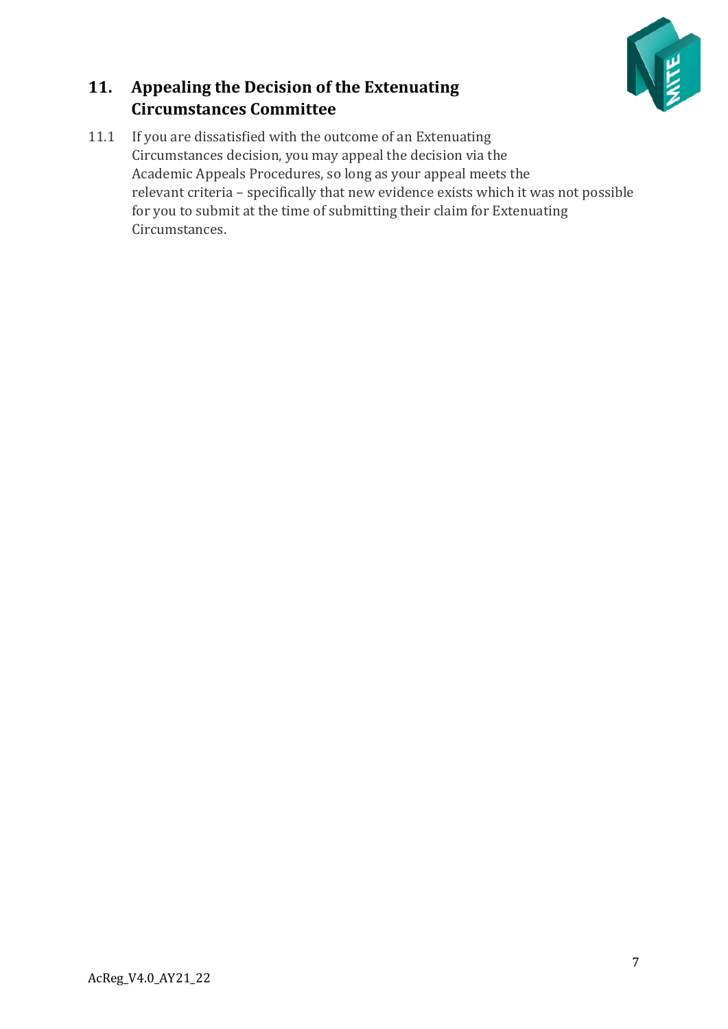## 11. Appealing the Decision of the Extenuating Circumstances Committee

11.1 If you are dissatisfied with the outcome of an Extenuating Circumstances decision, you may appeal the decision via the Academic Appeals Procedures, so long as your appeal meets the relevant criteria – specifically that new evidence exists which it was not possible for you to submit at the time of submitting their claim for Extenuating Circumstances.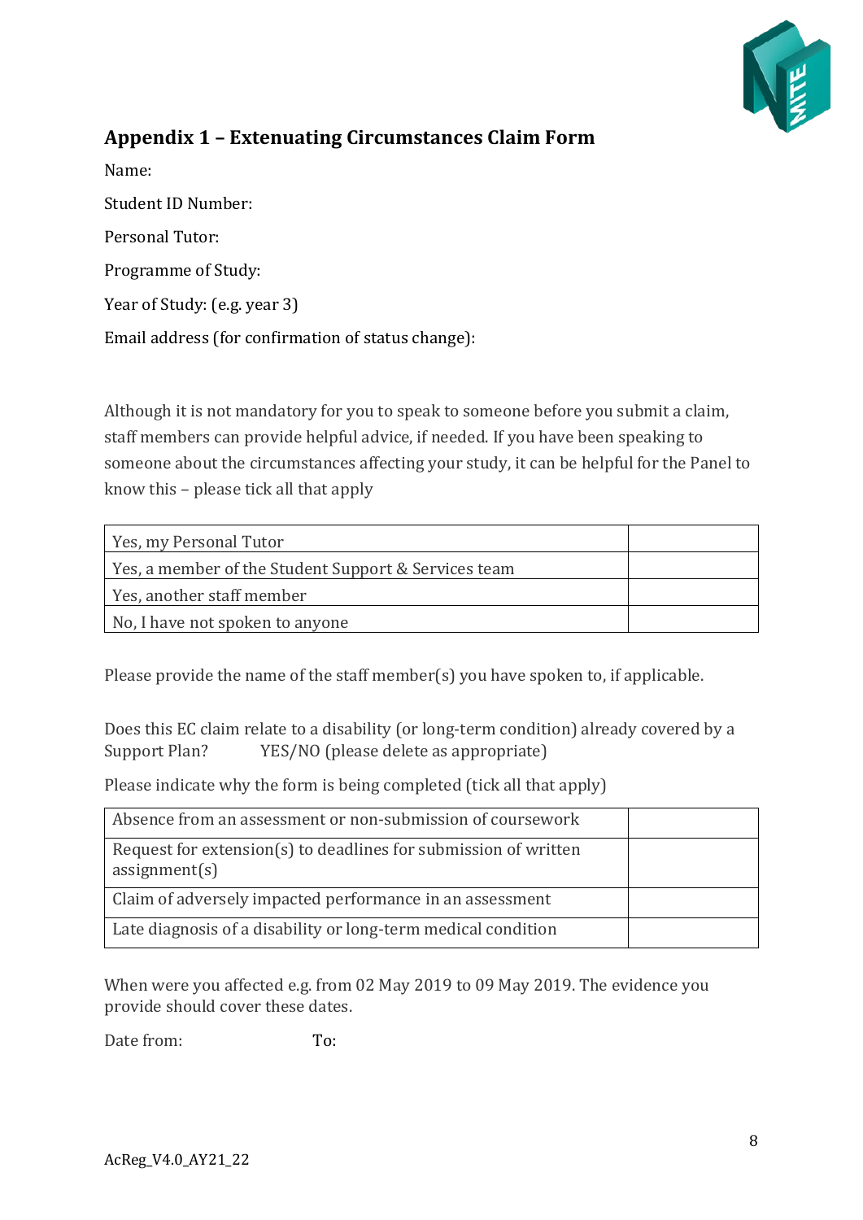## Appendix 1 – Extenuating Circumstances Claim Form

Name:

Student ID Number:

Personal Tutor:

Programme of Study:

Year of Study: (e.g. year 3)

Email address (for confirmation of status change):

Although it is not mandatory for you to speak to someone before you submit a claim, staff members can provide helpful advice, if needed. If you have been speaking to someone about the circumstances affecting your study, it can be helpful for the Panel to know this – please tick all that apply

| | |
|---|---|
| Yes, my Personal Tutor | |
| Yes, a member of the Student Support & Services team | |
| Yes, another staff member | |
| No, I have not spoken to anyone | |

Please provide the name of the staff member(s) you have spoken to, if applicable.

Does this EC claim relate to a disability (or long-term condition) already covered by a Support Plan? YES/NO (please delete as appropriate)

Please indicate why the form is being completed (tick all that apply)

| | |
|---|---|
| Absence from an assessment or non-submission of coursework | |
| Request for extension(s) to deadlines for submission of written assignment(s) | |
| Claim of adversely impacted performance in an assessment | |
| Late diagnosis of a disability or long-term medical condition | |

When were you affected e.g. from 02 May 2019 to 09 May 2019. The evidence you provide should cover these dates.

Date from: To: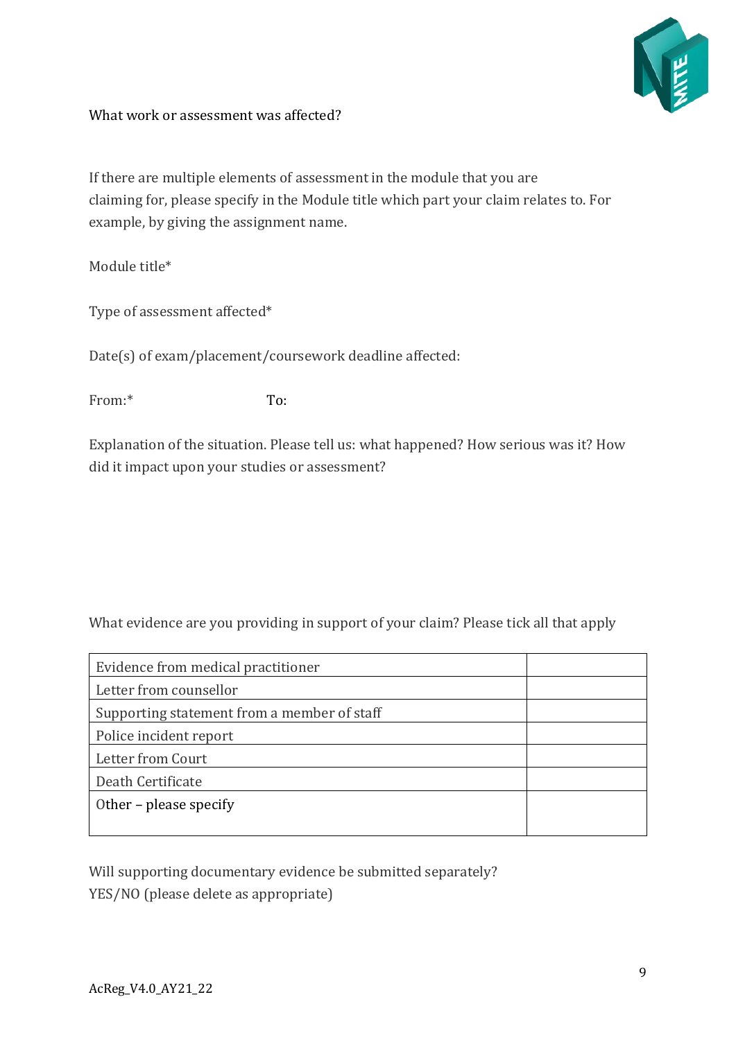What work or assessment was affected?

If there are multiple elements of assessment in the module that you are claiming for, please specify in the Module title which part your claim relates to. For example, by giving the assignment name.

Module title*

Type of assessment affected*

Date(s) of exam/placement/coursework deadline affected:

From:* To:

Explanation of the situation. Please tell us: what happened? How serious was it? How did it impact upon your studies or assessment?

What evidence are you providing in support of your claim? Please tick all that apply

| | |
|---|---|
| Evidence from medical practitioner | |
| Letter from counsellor | |
| Supporting statement from a member of staff | |
| Police incident report | |
| Letter from Court | |
| Death Certificate | |
| Other – please specify | |

Will supporting documentary evidence be submitted separately?
YES/NO (please delete as appropriate)

AcReg_V4.0_AY21_22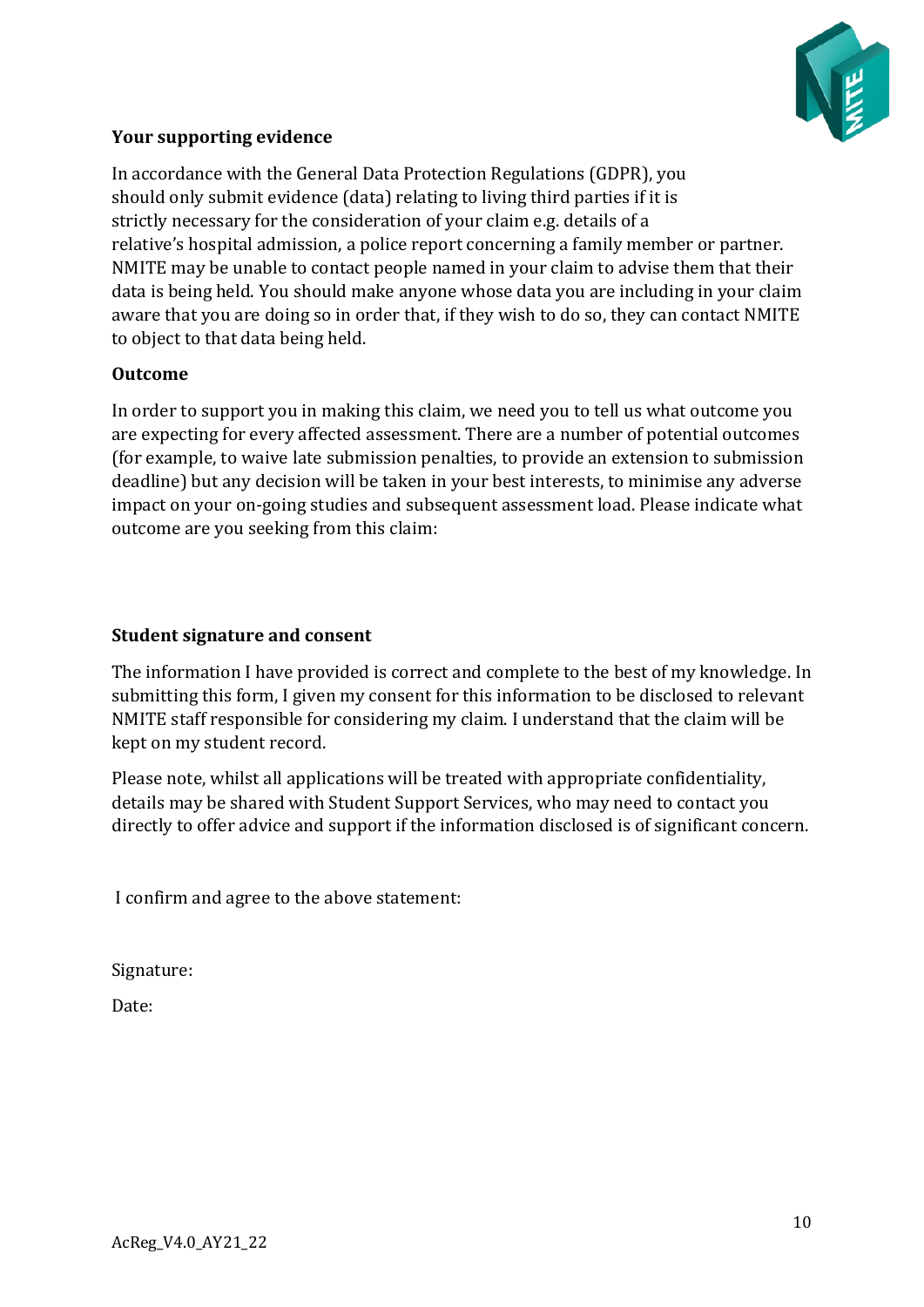**Your supporting evidence**

In accordance with the General Data Protection Regulations (GDPR), you should only submit evidence (data) relating to living third parties if it is strictly necessary for the consideration of your claim e.g. details of a relative's hospital admission, a police report concerning a family member or partner. NMITE may be unable to contact people named in your claim to advise them that their data is being held. You should make anyone whose data you are including in your claim aware that you are doing so in order that, if they wish to do so, they can contact NMITE to object to that data being held.

**Outcome**

In order to support you in making this claim, we need you to tell us what outcome you are expecting for every affected assessment. There are a number of potential outcomes (for example, to waive late submission penalties, to provide an extension to submission deadline) but any decision will be taken in your best interests, to minimise any adverse impact on your on-going studies and subsequent assessment load. Please indicate what outcome are you seeking from this claim:

**Student signature and consent**

The information I have provided is correct and complete to the best of my knowledge. In submitting this form, I given my consent for this information to be disclosed to relevant NMITE staff responsible for considering my claim. I understand that the claim will be kept on my student record.

Please note, whilst all applications will be treated with appropriate confidentiality, details may be shared with Student Support Services, who may need to contact you directly to offer advice and support if the information disclosed is of significant concern.

I confirm and agree to the above statement:

Signature:

Date: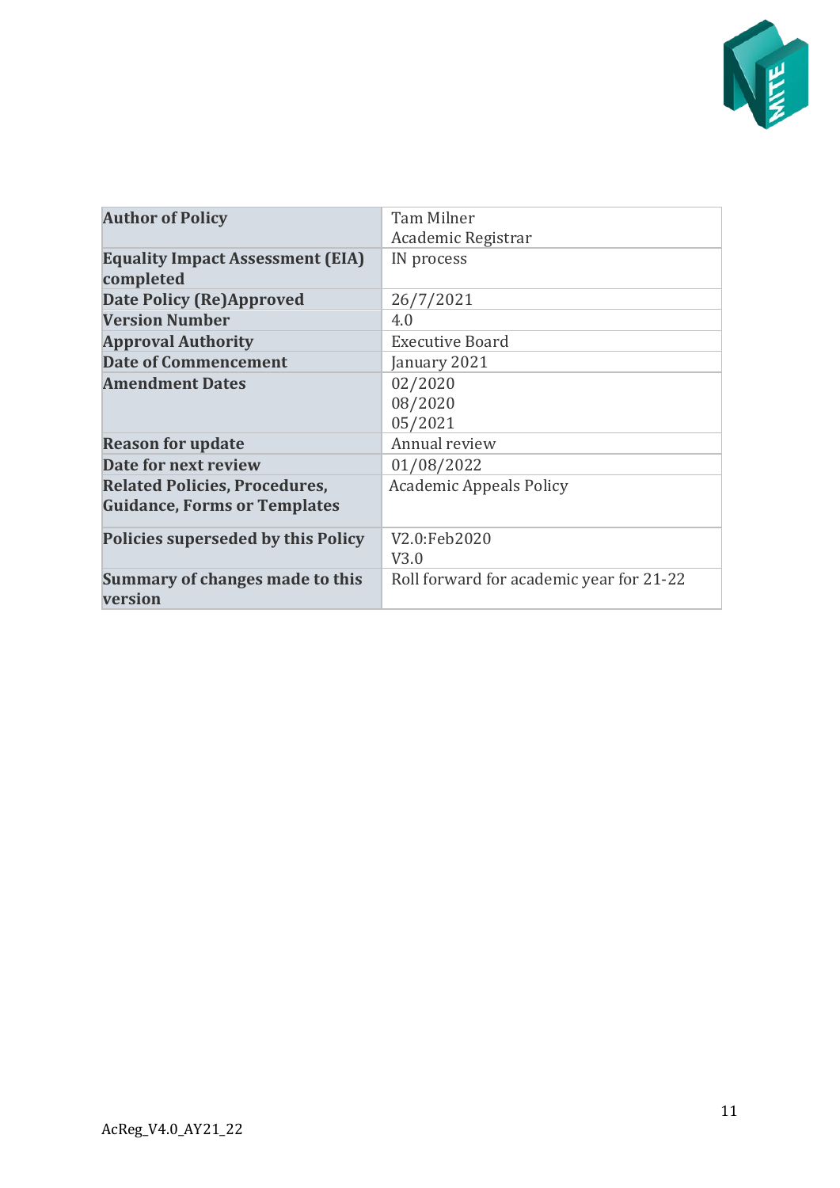| | |
|---|---|
| **Author of Policy** | Tam Milner<br>Academic Registrar |
| **Equality Impact Assessment (EIA) completed** | IN process |
| **Date Policy (Re)Approved** | 26/7/2021 |
| **Version Number** | 4.0 |
| **Approval Authority** | Executive Board |
| **Date of Commencement** | January 2021 |
| **Amendment Dates** | 02/2020<br>08/2020<br>05/2021 |
| **Reason for update** | Annual review |
| **Date for next review** | 01/08/2022 |
| **Related Policies, Procedures, Guidance, Forms or Templates** | Academic Appeals Policy |
| **Policies superseded by this Policy** | V2.0:Feb2020<br>V3.0 |
| **Summary of changes made to this version** | Roll forward for academic year for 21-22 |

AcReg_V4.0_AY21_22